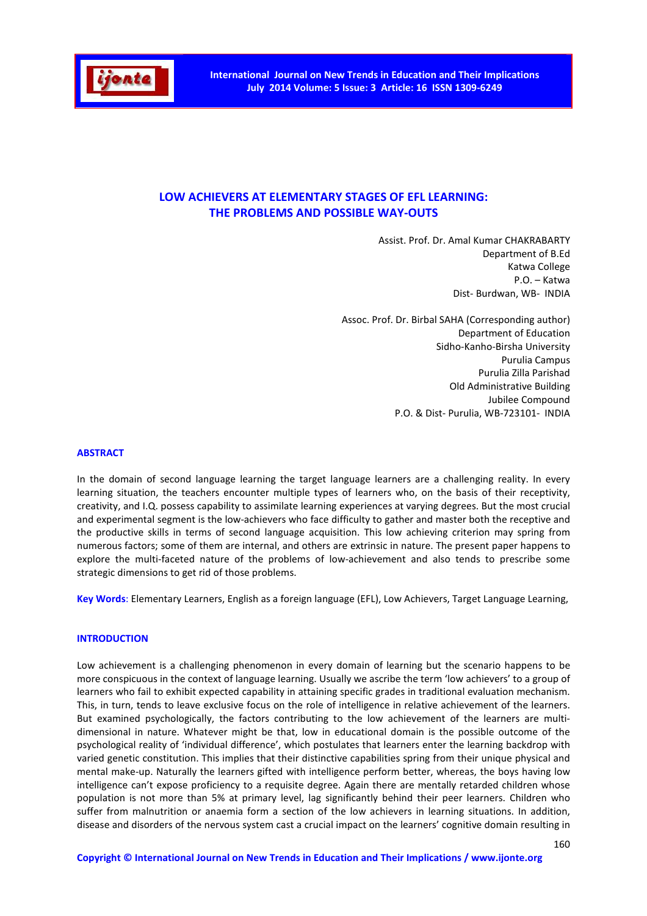# LOW ACHIEVERS AT ELEMENTARY STAGES OF EFL LEARNING: THE PROBLEMS AND POSSIBLE WAY-OUTS

Assist. Prof. Dr. Amal Kumar CHAKRABARTY  
Department of B.Ed  
Katwa College  
P.O. – Katwa  
Dist- Burdwan, WB- INDIA

Assoc. Prof. Dr. Birbal SAHA (Corresponding author)  
Department of Education  
Sidho-Kanho-Birsha University  
Purulia Campus  
Purulia Zilla Parishad  
Old Administrative Building  
Jubilee Compound  
P.O. & Dist- Purulia, WB-723101- INDIA

## ABSTRACT

In the domain of second language learning the target language learners are a challenging reality. In every learning situation, the teachers encounter multiple types of learners who, on the basis of their receptivity, creativity, and I.Q. possess capability to assimilate learning experiences at varying degrees. But the most crucial and experimental segment is the low-achievers who face difficulty to gather and master both the receptive and the productive skills in terms of second language acquisition. This low achieving criterion may spring from numerous factors; some of them are internal, and others are extrinsic in nature. The present paper happens to explore the multi-faceted nature of the problems of low-achievement and also tends to prescribe some strategic dimensions to get rid of those problems.

**Key Words**: Elementary Learners, English as a foreign language (EFL), Low Achievers, Target Language Learning,

## INTRODUCTION

Low achievement is a challenging phenomenon in every domain of learning but the scenario happens to be more conspicuous in the context of language learning. Usually we ascribe the term 'low achievers' to a group of learners who fail to exhibit expected capability in attaining specific grades in traditional evaluation mechanism. This, in turn, tends to leave exclusive focus on the role of intelligence in relative achievement of the learners. But examined psychologically, the factors contributing to the low achievement of the learners are multi-dimensional in nature. Whatever might be that, low in educational domain is the possible outcome of the psychological reality of 'individual difference', which postulates that learners enter the learning backdrop with varied genetic constitution. This implies that their distinctive capabilities spring from their unique physical and mental make-up. Naturally the learners gifted with intelligence perform better, whereas, the boys having low intelligence can't expose proficiency to a requisite degree. Again there are mentally retarded children whose population is not more than 5% at primary level, lag significantly behind their peer learners. Children who suffer from malnutrition or anaemia form a section of the low achievers in learning situations. In addition, disease and disorders of the nervous system cast a crucial impact on the learners' cognitive domain resulting in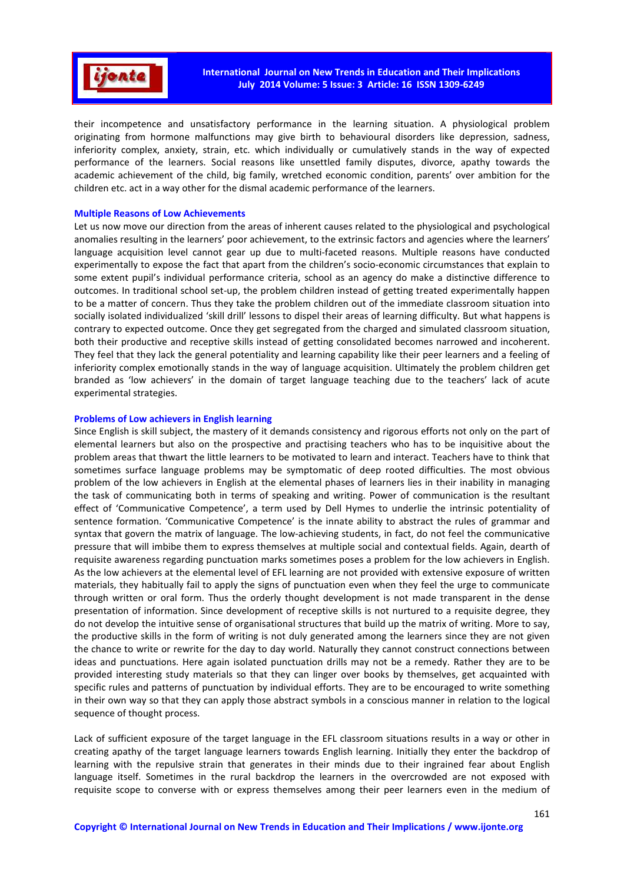their incompetence and unsatisfactory performance in the learning situation. A physiological problem originating from hormone malfunctions may give birth to behavioural disorders like depression, sadness, inferiority complex, anxiety, strain, etc. which individually or cumulatively stands in the way of expected performance of the learners. Social reasons like unsettled family disputes, divorce, apathy towards the academic achievement of the child, big family, wretched economic condition, parents' over ambition for the children etc. act in a way other for the dismal academic performance of the learners.

### Multiple Reasons of Low Achievements

Let us now move our direction from the areas of inherent causes related to the physiological and psychological anomalies resulting in the learners' poor achievement, to the extrinsic factors and agencies where the learners' language acquisition level cannot gear up due to multi-faceted reasons. Multiple reasons have conducted experimentally to expose the fact that apart from the children's socio-economic circumstances that explain to some extent pupil's individual performance criteria, school as an agency do make a distinctive difference to outcomes. In traditional school set-up, the problem children instead of getting treated experimentally happen to be a matter of concern. Thus they take the problem children out of the immediate classroom situation into socially isolated individualized 'skill drill' lessons to dispel their areas of learning difficulty. But what happens is contrary to expected outcome. Once they get segregated from the charged and simulated classroom situation, both their productive and receptive skills instead of getting consolidated becomes narrowed and incoherent. They feel that they lack the general potentiality and learning capability like their peer learners and a feeling of inferiority complex emotionally stands in the way of language acquisition. Ultimately the problem children get branded as 'low achievers' in the domain of target language teaching due to the teachers' lack of acute experimental strategies.

### Problems of Low achievers in English learning

Since English is skill subject, the mastery of it demands consistency and rigorous efforts not only on the part of elemental learners but also on the prospective and practising teachers who has to be inquisitive about the problem areas that thwart the little learners to be motivated to learn and interact. Teachers have to think that sometimes surface language problems may be symptomatic of deep rooted difficulties. The most obvious problem of the low achievers in English at the elemental phases of learners lies in their inability in managing the task of communicating both in terms of speaking and writing. Power of communication is the resultant effect of 'Communicative Competence', a term used by Dell Hymes to underlie the intrinsic potentiality of sentence formation. 'Communicative Competence' is the innate ability to abstract the rules of grammar and syntax that govern the matrix of language. The low-achieving students, in fact, do not feel the communicative pressure that will imbibe them to express themselves at multiple social and contextual fields. Again, dearth of requisite awareness regarding punctuation marks sometimes poses a problem for the low achievers in English. As the low achievers at the elemental level of EFL learning are not provided with extensive exposure of written materials, they habitually fail to apply the signs of punctuation even when they feel the urge to communicate through written or oral form. Thus the orderly thought development is not made transparent in the dense presentation of information. Since development of receptive skills is not nurtured to a requisite degree, they do not develop the intuitive sense of organisational structures that build up the matrix of writing. More to say, the productive skills in the form of writing is not duly generated among the learners since they are not given the chance to write or rewrite for the day to day world. Naturally they cannot construct connections between ideas and punctuations. Here again isolated punctuation drills may not be a remedy. Rather they are to be provided interesting study materials so that they can linger over books by themselves, get acquainted with specific rules and patterns of punctuation by individual efforts. They are to be encouraged to write something in their own way so that they can apply those abstract symbols in a conscious manner in relation to the logical sequence of thought process.

Lack of sufficient exposure of the target language in the EFL classroom situations results in a way or other in creating apathy of the target language learners towards English learning. Initially they enter the backdrop of learning with the repulsive strain that generates in their minds due to their ingrained fear about English language itself. Sometimes in the rural backdrop the learners in the overcrowded are not exposed with requisite scope to converse with or express themselves among their peer learners even in the medium of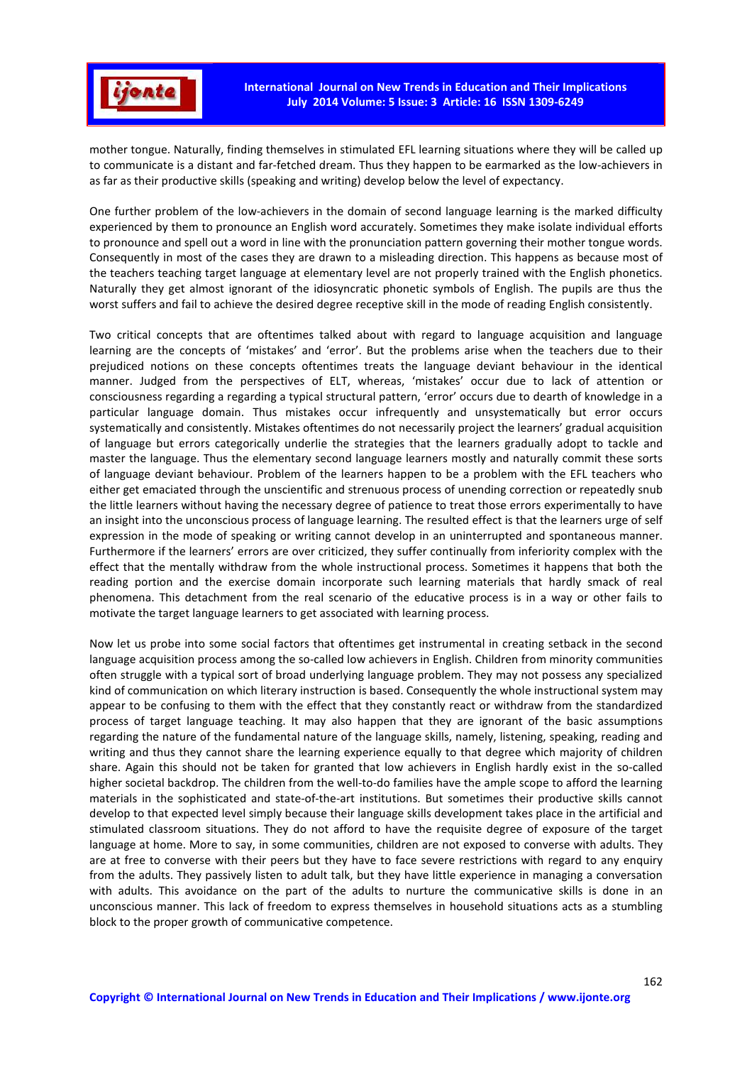mother tongue. Naturally, finding themselves in stimulated EFL learning situations where they will be called up to communicate is a distant and far-fetched dream. Thus they happen to be earmarked as the low-achievers in as far as their productive skills (speaking and writing) develop below the level of expectancy.

One further problem of the low-achievers in the domain of second language learning is the marked difficulty experienced by them to pronounce an English word accurately. Sometimes they make isolate individual efforts to pronounce and spell out a word in line with the pronunciation pattern governing their mother tongue words. Consequently in most of the cases they are drawn to a misleading direction. This happens as because most of the teachers teaching target language at elementary level are not properly trained with the English phonetics. Naturally they get almost ignorant of the idiosyncratic phonetic symbols of English. The pupils are thus the worst suffers and fail to achieve the desired degree receptive skill in the mode of reading English consistently.

Two critical concepts that are oftentimes talked about with regard to language acquisition and language learning are the concepts of 'mistakes' and 'error'. But the problems arise when the teachers due to their prejudiced notions on these concepts oftentimes treats the language deviant behaviour in the identical manner. Judged from the perspectives of ELT, whereas, 'mistakes' occur due to lack of attention or consciousness regarding a regarding a typical structural pattern, 'error' occurs due to dearth of knowledge in a particular language domain. Thus mistakes occur infrequently and unsystematically but error occurs systematically and consistently. Mistakes oftentimes do not necessarily project the learners' gradual acquisition of language but errors categorically underlie the strategies that the learners gradually adopt to tackle and master the language. Thus the elementary second language learners mostly and naturally commit these sorts of language deviant behaviour. Problem of the learners happen to be a problem with the EFL teachers who either get emaciated through the unscientific and strenuous process of unending correction or repeatedly snub the little learners without having the necessary degree of patience to treat those errors experimentally to have an insight into the unconscious process of language learning. The resulted effect is that the learners urge of self expression in the mode of speaking or writing cannot develop in an uninterrupted and spontaneous manner. Furthermore if the learners' errors are over criticized, they suffer continually from inferiority complex with the effect that the mentally withdraw from the whole instructional process. Sometimes it happens that both the reading portion and the exercise domain incorporate such learning materials that hardly smack of real phenomena. This detachment from the real scenario of the educative process is in a way or other fails to motivate the target language learners to get associated with learning process.

Now let us probe into some social factors that oftentimes get instrumental in creating setback in the second language acquisition process among the so-called low achievers in English. Children from minority communities often struggle with a typical sort of broad underlying language problem. They may not possess any specialized kind of communication on which literary instruction is based. Consequently the whole instructional system may appear to be confusing to them with the effect that they constantly react or withdraw from the standardized process of target language teaching. It may also happen that they are ignorant of the basic assumptions regarding the nature of the fundamental nature of the language skills, namely, listening, speaking, reading and writing and thus they cannot share the learning experience equally to that degree which majority of children share. Again this should not be taken for granted that low achievers in English hardly exist in the so-called higher societal backdrop. The children from the well-to-do families have the ample scope to afford the learning materials in the sophisticated and state-of-the-art institutions. But sometimes their productive skills cannot develop to that expected level simply because their language skills development takes place in the artificial and stimulated classroom situations. They do not afford to have the requisite degree of exposure of the target language at home. More to say, in some communities, children are not exposed to converse with adults. They are at free to converse with their peers but they have to face severe restrictions with regard to any enquiry from the adults. They passively listen to adult talk, but they have little experience in managing a conversation with adults. This avoidance on the part of the adults to nurture the communicative skills is done in an unconscious manner. This lack of freedom to express themselves in household situations acts as a stumbling block to the proper growth of communicative competence.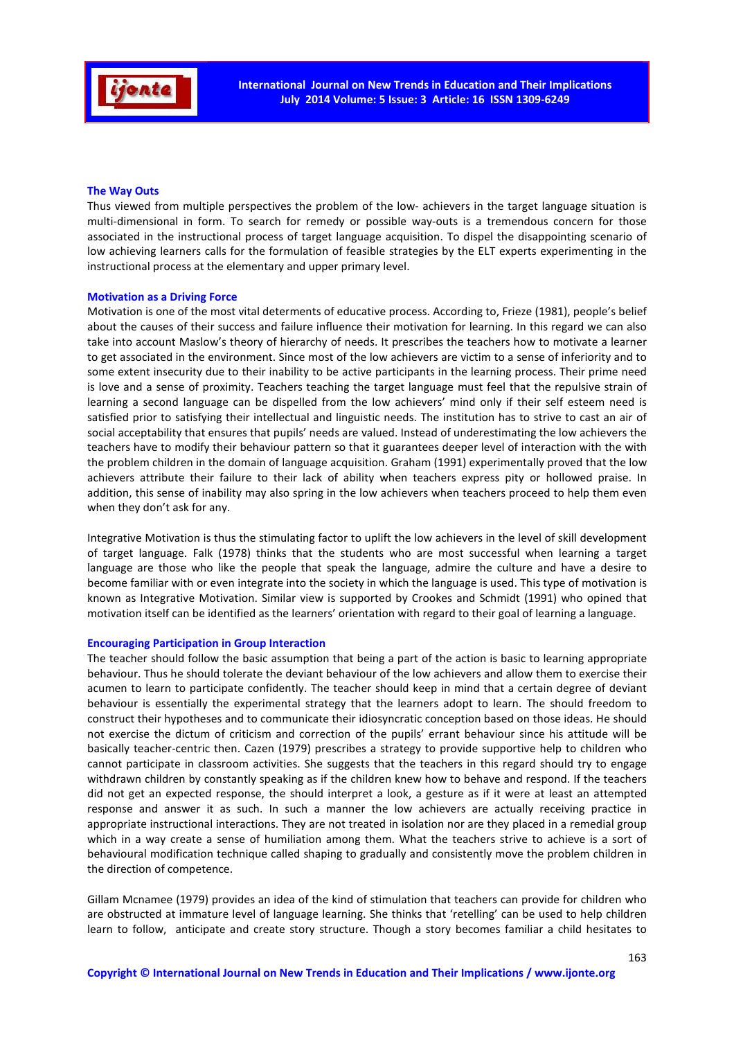### The Way Outs

Thus viewed from multiple perspectives the problem of the low- achievers in the target language situation is multi-dimensional in form. To search for remedy or possible way-outs is a tremendous concern for those associated in the instructional process of target language acquisition. To dispel the disappointing scenario of low achieving learners calls for the formulation of feasible strategies by the ELT experts experimenting in the instructional process at the elementary and upper primary level.

### Motivation as a Driving Force

Motivation is one of the most vital determents of educative process. According to, Frieze (1981), people's belief about the causes of their success and failure influence their motivation for learning. In this regard we can also take into account Maslow's theory of hierarchy of needs. It prescribes the teachers how to motivate a learner to get associated in the environment. Since most of the low achievers are victim to a sense of inferiority and to some extent insecurity due to their inability to be active participants in the learning process. Their prime need is love and a sense of proximity. Teachers teaching the target language must feel that the repulsive strain of learning a second language can be dispelled from the low achievers' mind only if their self esteem need is satisfied prior to satisfying their intellectual and linguistic needs. The institution has to strive to cast an air of social acceptability that ensures that pupils' needs are valued. Instead of underestimating the low achievers the teachers have to modify their behaviour pattern so that it guarantees deeper level of interaction with the with the problem children in the domain of language acquisition. Graham (1991) experimentally proved that the low achievers attribute their failure to their lack of ability when teachers express pity or hollowed praise. In addition, this sense of inability may also spring in the low achievers when teachers proceed to help them even when they don't ask for any.

Integrative Motivation is thus the stimulating factor to uplift the low achievers in the level of skill development of target language. Falk (1978) thinks that the students who are most successful when learning a target language are those who like the people that speak the language, admire the culture and have a desire to become familiar with or even integrate into the society in which the language is used. This type of motivation is known as Integrative Motivation. Similar view is supported by Crookes and Schmidt (1991) who opined that motivation itself can be identified as the learners' orientation with regard to their goal of learning a language.

### Encouraging Participation in Group Interaction

The teacher should follow the basic assumption that being a part of the action is basic to learning appropriate behaviour. Thus he should tolerate the deviant behaviour of the low achievers and allow them to exercise their acumen to learn to participate confidently. The teacher should keep in mind that a certain degree of deviant behaviour is essentially the experimental strategy that the learners adopt to learn. The should freedom to construct their hypotheses and to communicate their idiosyncratic conception based on those ideas. He should not exercise the dictum of criticism and correction of the pupils' errant behaviour since his attitude will be basically teacher-centric then. Cazen (1979) prescribes a strategy to provide supportive help to children who cannot participate in classroom activities. She suggests that the teachers in this regard should try to engage withdrawn children by constantly speaking as if the children knew how to behave and respond. If the teachers did not get an expected response, the should interpret a look, a gesture as if it were at least an attempted response and answer it as such. In such a manner the low achievers are actually receiving practice in appropriate instructional interactions. They are not treated in isolation nor are they placed in a remedial group which in a way create a sense of humiliation among them. What the teachers strive to achieve is a sort of behavioural modification technique called shaping to gradually and consistently move the problem children in the direction of competence.

Gillam Mcnamee (1979) provides an idea of the kind of stimulation that teachers can provide for children who are obstructed at immature level of language learning. She thinks that 'retelling' can be used to help children learn to follow, anticipate and create story structure. Though a story becomes familiar a child hesitates to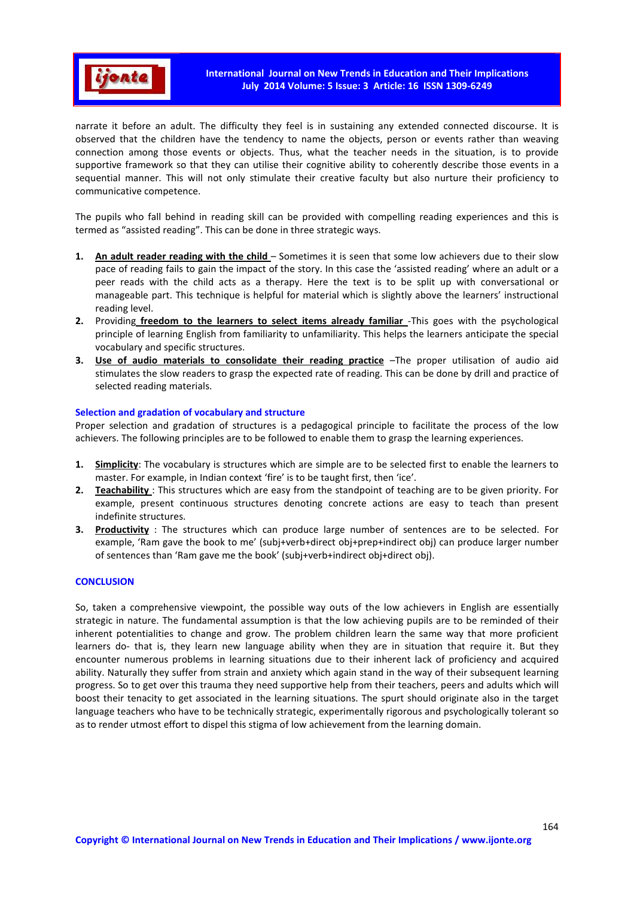narrate it before an adult. The difficulty they feel is in sustaining any extended connected discourse. It is observed that the children have the tendency to name the objects, person or events rather than weaving connection among those events or objects. Thus, what the teacher needs in the situation, is to provide supportive framework so that they can utilise their cognitive ability to coherently describe those events in a sequential manner. This will not only stimulate their creative faculty but also nurture their proficiency to communicative competence.

The pupils who fall behind in reading skill can be provided with compelling reading experiences and this is termed as "assisted reading". This can be done in three strategic ways.

1. **An adult reader reading with the child** – Sometimes it is seen that some low achievers due to their slow pace of reading fails to gain the impact of the story. In this case the 'assisted reading' where an adult or a peer reads with the child acts as a therapy. Here the text is to be split up with conversational or manageable part. This technique is helpful for material which is slightly above the learners' instructional reading level.
2. Providing **freedom to the learners to select items already familiar** -This goes with the psychological principle of learning English from familiarity to unfamiliarity. This helps the learners anticipate the special vocabulary and specific structures.
3. **Use of audio materials to consolidate their reading practice** –The proper utilisation of audio aid stimulates the slow readers to grasp the expected rate of reading. This can be done by drill and practice of selected reading materials.

### Selection and gradation of vocabulary and structure

Proper selection and gradation of structures is a pedagogical principle to facilitate the process of the low achievers. The following principles are to be followed to enable them to grasp the learning experiences.

1. **Simplicity**: The vocabulary is structures which are simple are to be selected first to enable the learners to master. For example, in Indian context 'fire' is to be taught first, then 'ice'.
2. **Teachability** : This structures which are easy from the standpoint of teaching are to be given priority. For example, present continuous structures denoting concrete actions are easy to teach than present indefinite structures.
3. **Productivity** : The structures which can produce large number of sentences are to be selected. For example, 'Ram gave the book to me' (subj+verb+direct obj+prep+indirect obj) can produce larger number of sentences than 'Ram gave me the book' (subj+verb+indirect obj+direct obj).

## CONCLUSION

So, taken a comprehensive viewpoint, the possible way outs of the low achievers in English are essentially strategic in nature. The fundamental assumption is that the low achieving pupils are to be reminded of their inherent potentialities to change and grow. The problem children learn the same way that more proficient learners do- that is, they learn new language ability when they are in situation that require it. But they encounter numerous problems in learning situations due to their inherent lack of proficiency and acquired ability. Naturally they suffer from strain and anxiety which again stand in the way of their subsequent learning progress. So to get over this trauma they need supportive help from their teachers, peers and adults which will boost their tenacity to get associated in the learning situations. The spurt should originate also in the target language teachers who have to be technically strategic, experimentally rigorous and psychologically tolerant so as to render utmost effort to dispel this stigma of low achievement from the learning domain.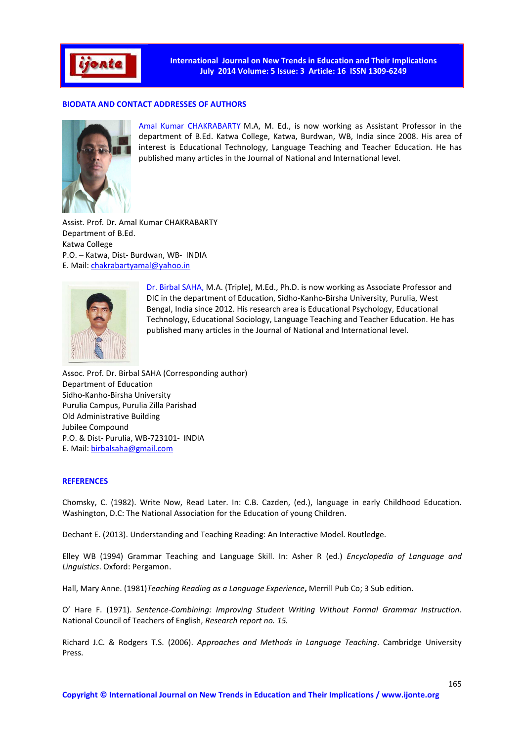## BIODATA AND CONTACT ADDRESSES OF AUTHORS

Amal Kumar CHAKRABARTY M.A, M. Ed., is now working as Assistant Professor in the department of B.Ed. Katwa College, Katwa, Burdwan, WB, India since 2008. His area of interest is Educational Technology, Language Teaching and Teacher Education. He has published many articles in the Journal of National and International level.

Assist. Prof. Dr. Amal Kumar CHAKRABARTY
Department of B.Ed.
Katwa College
P.O. – Katwa, Dist- Burdwan, WB- INDIA
E. Mail: chakrabartyamal@yahoo.in

Dr. Birbal SAHA, M.A. (Triple), M.Ed., Ph.D. is now working as Associate Professor and DIC in the department of Education, Sidho-Kanho-Birsha University, Purulia, West Bengal, India since 2012. His research area is Educational Psychology, Educational Technology, Educational Sociology, Language Teaching and Teacher Education. He has published many articles in the Journal of National and International level.

Assoc. Prof. Dr. Birbal SAHA (Corresponding author)
Department of Education
Sidho-Kanho-Birsha University
Purulia Campus, Purulia Zilla Parishad
Old Administrative Building
Jubilee Compound
P.O. & Dist- Purulia, WB-723101- INDIA
E. Mail: birbalsaha@gmail.com

## REFERENCES

Chomsky, C. (1982). Write Now, Read Later. In: C.B. Cazden, (ed.), language in early Childhood Education. Washington, D.C: The National Association for the Education of young Children.

Dechant E. (2013). Understanding and Teaching Reading: An Interactive Model. Routledge.

Elley WB (1994) Grammar Teaching and Language Skill. In: Asher R (ed.) *Encyclopedia of Language and Linguistics*. Oxford: Pergamon.

Hall, Mary Anne. (1981)*Teaching Reading as a Language Experience*, Merrill Pub Co; 3 Sub edition.

O' Hare F. (1971). *Sentence-Combining: Improving Student Writing Without Formal Grammar Instruction.* National Council of Teachers of English, *Research report no. 15.*

Richard J.C. & Rodgers T.S. (2006). *Approaches and Methods in Language Teaching*. Cambridge University Press.